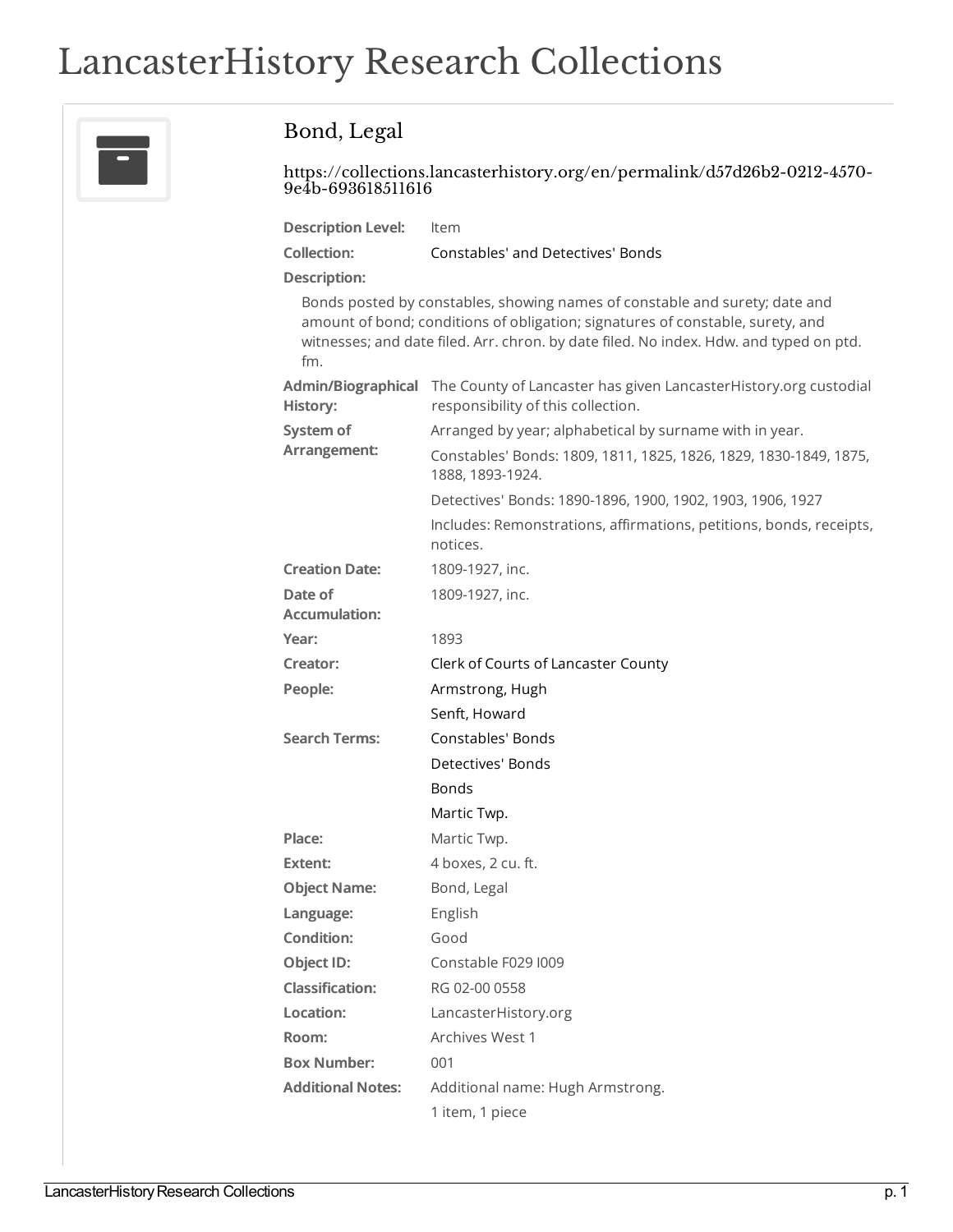# LancasterHistory Research Collections

## Bond, Legal

https://collections.lancasterhistory.org/en/permalink/d57d26b2-0212-4570-9e4b-693618511616

**Description Level:** Item

**Collection:** Constables' and Detectives' Bonds

**Description:**

Bonds posted by constables, showing names of constable and surety; date and amount of bond; conditions of obligation; signatures of constable, surety, and witnesses; and date filed. Arr. chron. by date filed. No index. Hdw. and typed on ptd. fm.

**Admin/Biographical History:** The County of Lancaster has given LancasterHistory.org custodial responsibility of this collection.

**System of Arrangement:** Arranged by year; alphabetical by surname with in year.

Constables' Bonds: 1809, 1811, 1825, 1826, 1829, 1830-1849, 1875, 1888, 1893-1924.

Detectives' Bonds: 1890-1896, 1900, 1902, 1903, 1906, 1927

Includes: Remonstrations, affirmations, petitions, bonds, receipts, notices.

**Creation Date:** 1809-1927, inc.

**Date of Accumulation:** 1809-1927, inc.

**Year:** 1893

**Creator:** Clerk of Courts of Lancaster County

**People:**
Armstrong, Hugh
Senft, Howard

**Search Terms:**
Constables' Bonds
Detectives' Bonds
Bonds
Martic Twp.

**Place:** Martic Twp.

**Extent:** 4 boxes, 2 cu. ft.

**Object Name:** Bond, Legal

**Language:** English

**Condition:** Good

**Object ID:** Constable F029 I009

**Classification:** RG 02-00 0558

**Location:** LancasterHistory.org

**Room:** Archives West 1

**Box Number:** 001

**Additional Notes:** Additional name: Hugh Armstrong.

1 item, 1 piece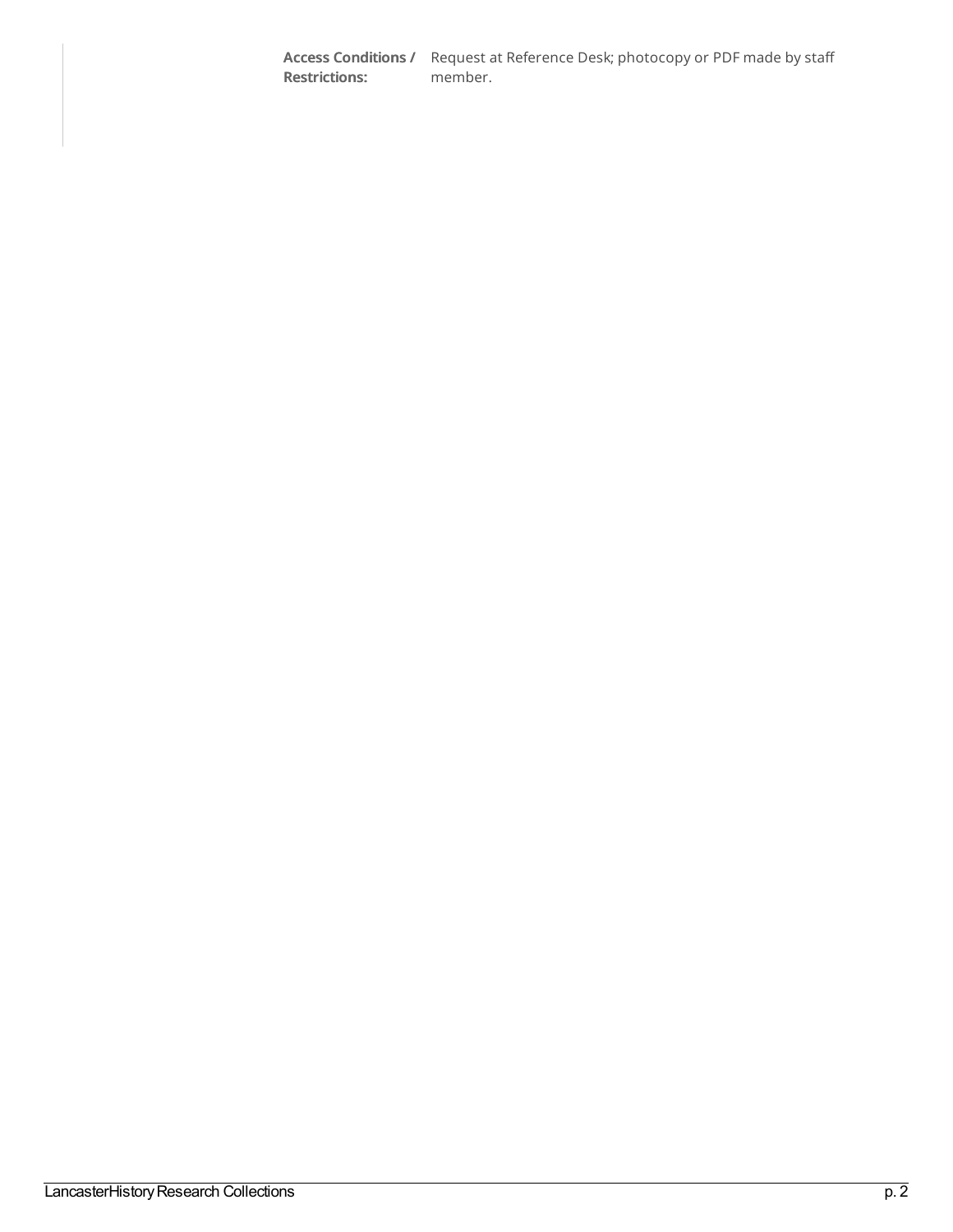| | |
|---|---|
| **Access Conditions / Restrictions:** | Request at Reference Desk; photocopy or PDF made by staff member. |